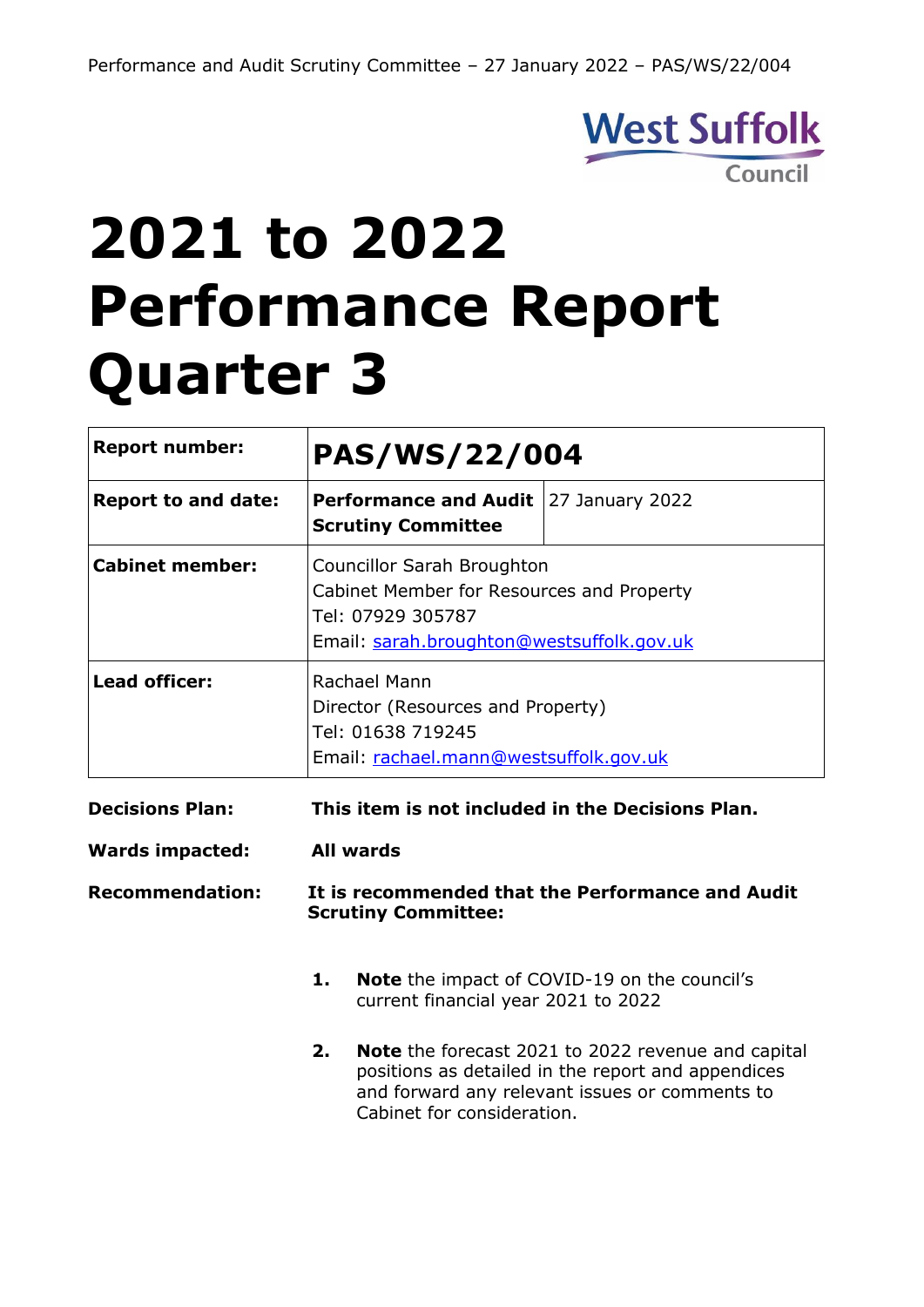West Suffolk Council

# 2021 to 2022 Performance Report Quarter 3

| **Report number:** | **PAS/WS/22/004** | |
|---|---|---|
| **Report to and date:** | **Performance and Audit Scrutiny Committee** | 27 January 2022 |
| **Cabinet member:** | Councillor Sarah Broughton<br>Cabinet Member for Resources and Property<br>Tel: 07929 305787<br>Email: sarah.broughton@westsuffolk.gov.uk | |
| **Lead officer:** | Rachael Mann<br>Director (Resources and Property)<br>Tel: 01638 719245<br>Email: rachael.mann@westsuffolk.gov.uk | |

**Decisions Plan:** **This item is not included in the Decisions Plan.**

**Wards impacted:** **All wards**

**Recommendation:** **It is recommended that the Performance and Audit Scrutiny Committee:**

1. **Note** the impact of COVID-19 on the council's current financial year 2021 to 2022

2. **Note** the forecast 2021 to 2022 revenue and capital positions as detailed in the report and appendices and forward any relevant issues or comments to Cabinet for consideration.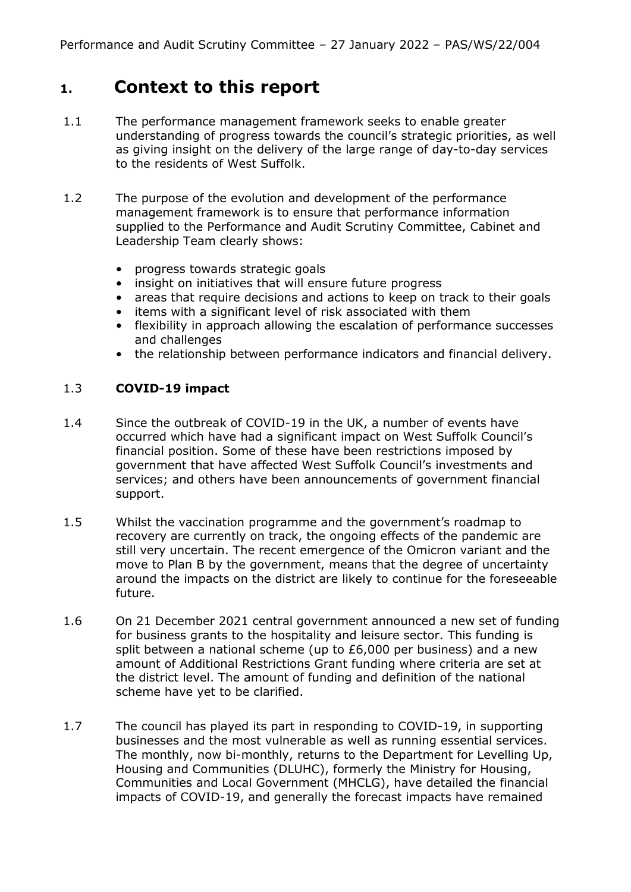# 1. Context to this report

1.1 The performance management framework seeks to enable greater understanding of progress towards the council's strategic priorities, as well as giving insight on the delivery of the large range of day-to-day services to the residents of West Suffolk.

1.2 The purpose of the evolution and development of the performance management framework is to ensure that performance information supplied to the Performance and Audit Scrutiny Committee, Cabinet and Leadership Team clearly shows:

- progress towards strategic goals
- insight on initiatives that will ensure future progress
- areas that require decisions and actions to keep on track to their goals
- items with a significant level of risk associated with them
- flexibility in approach allowing the escalation of performance successes and challenges
- the relationship between performance indicators and financial delivery.

1.3 **COVID-19 impact**

1.4 Since the outbreak of COVID-19 in the UK, a number of events have occurred which have had a significant impact on West Suffolk Council's financial position. Some of these have been restrictions imposed by government that have affected West Suffolk Council's investments and services; and others have been announcements of government financial support.

1.5 Whilst the vaccination programme and the government's roadmap to recovery are currently on track, the ongoing effects of the pandemic are still very uncertain. The recent emergence of the Omicron variant and the move to Plan B by the government, means that the degree of uncertainty around the impacts on the district are likely to continue for the foreseeable future.

1.6 On 21 December 2021 central government announced a new set of funding for business grants to the hospitality and leisure sector. This funding is split between a national scheme (up to £6,000 per business) and a new amount of Additional Restrictions Grant funding where criteria are set at the district level. The amount of funding and definition of the national scheme have yet to be clarified.

1.7 The council has played its part in responding to COVID-19, in supporting businesses and the most vulnerable as well as running essential services. The monthly, now bi-monthly, returns to the Department for Levelling Up, Housing and Communities (DLUHC), formerly the Ministry for Housing, Communities and Local Government (MHCLG), have detailed the financial impacts of COVID-19, and generally the forecast impacts have remained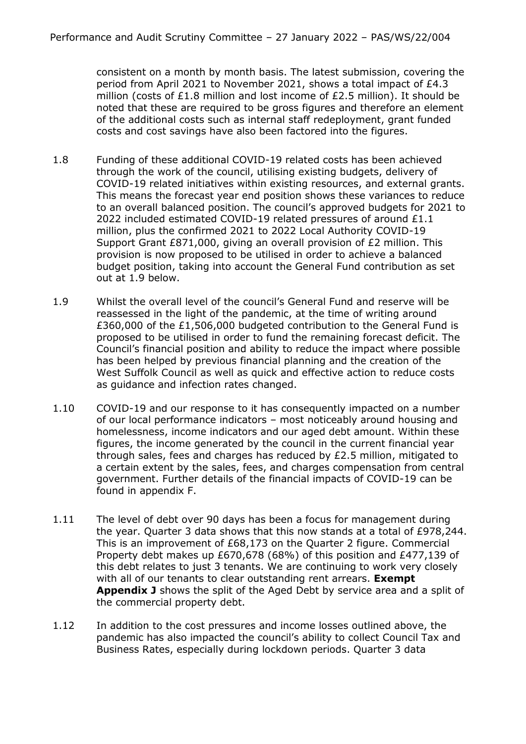consistent on a month by month basis. The latest submission, covering the period from April 2021 to November 2021, shows a total impact of £4.3 million (costs of £1.8 million and lost income of £2.5 million). It should be noted that these are required to be gross figures and therefore an element of the additional costs such as internal staff redeployment, grant funded costs and cost savings have also been factored into the figures.

1.8 Funding of these additional COVID-19 related costs has been achieved through the work of the council, utilising existing budgets, delivery of COVID-19 related initiatives within existing resources, and external grants. This means the forecast year end position shows these variances to reduce to an overall balanced position. The council's approved budgets for 2021 to 2022 included estimated COVID-19 related pressures of around £1.1 million, plus the confirmed 2021 to 2022 Local Authority COVID-19 Support Grant £871,000, giving an overall provision of £2 million. This provision is now proposed to be utilised in order to achieve a balanced budget position, taking into account the General Fund contribution as set out at 1.9 below.

1.9 Whilst the overall level of the council's General Fund and reserve will be reassessed in the light of the pandemic, at the time of writing around £360,000 of the £1,506,000 budgeted contribution to the General Fund is proposed to be utilised in order to fund the remaining forecast deficit. The Council's financial position and ability to reduce the impact where possible has been helped by previous financial planning and the creation of the West Suffolk Council as well as quick and effective action to reduce costs as guidance and infection rates changed.

1.10 COVID-19 and our response to it has consequently impacted on a number of our local performance indicators – most noticeably around housing and homelessness, income indicators and our aged debt amount. Within these figures, the income generated by the council in the current financial year through sales, fees and charges has reduced by £2.5 million, mitigated to a certain extent by the sales, fees, and charges compensation from central government. Further details of the financial impacts of COVID-19 can be found in appendix F.

1.11 The level of debt over 90 days has been a focus for management during the year. Quarter 3 data shows that this now stands at a total of £978,244. This is an improvement of £68,173 on the Quarter 2 figure. Commercial Property debt makes up £670,678 (68%) of this position and £477,139 of this debt relates to just 3 tenants. We are continuing to work very closely with all of our tenants to clear outstanding rent arrears. **Exempt Appendix J** shows the split of the Aged Debt by service area and a split of the commercial property debt.

1.12 In addition to the cost pressures and income losses outlined above, the pandemic has also impacted the council's ability to collect Council Tax and Business Rates, especially during lockdown periods. Quarter 3 data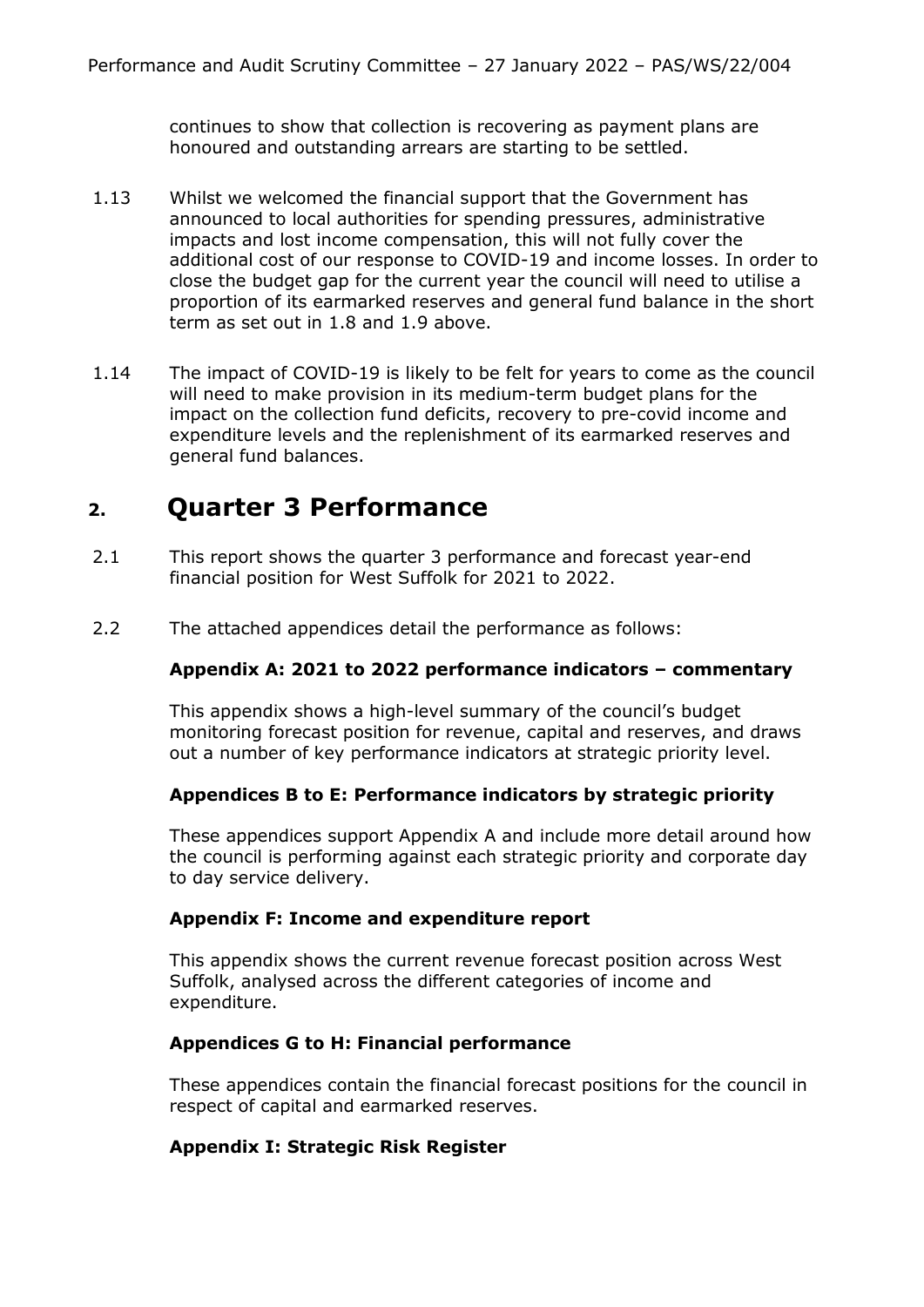continues to show that collection is recovering as payment plans are honoured and outstanding arrears are starting to be settled.

1.13 Whilst we welcomed the financial support that the Government has announced to local authorities for spending pressures, administrative impacts and lost income compensation, this will not fully cover the additional cost of our response to COVID-19 and income losses. In order to close the budget gap for the current year the council will need to utilise a proportion of its earmarked reserves and general fund balance in the short term as set out in 1.8 and 1.9 above.

1.14 The impact of COVID-19 is likely to be felt for years to come as the council will need to make provision in its medium-term budget plans for the impact on the collection fund deficits, recovery to pre-covid income and expenditure levels and the replenishment of its earmarked reserves and general fund balances.

## 2. Quarter 3 Performance

2.1 This report shows the quarter 3 performance and forecast year-end financial position for West Suffolk for 2021 to 2022.

2.2 The attached appendices detail the performance as follows:

**Appendix A: 2021 to 2022 performance indicators – commentary**

This appendix shows a high-level summary of the council's budget monitoring forecast position for revenue, capital and reserves, and draws out a number of key performance indicators at strategic priority level.

**Appendices B to E: Performance indicators by strategic priority**

These appendices support Appendix A and include more detail around how the council is performing against each strategic priority and corporate day to day service delivery.

**Appendix F: Income and expenditure report**

This appendix shows the current revenue forecast position across West Suffolk, analysed across the different categories of income and expenditure.

**Appendices G to H: Financial performance**

These appendices contain the financial forecast positions for the council in respect of capital and earmarked reserves.

**Appendix I: Strategic Risk Register**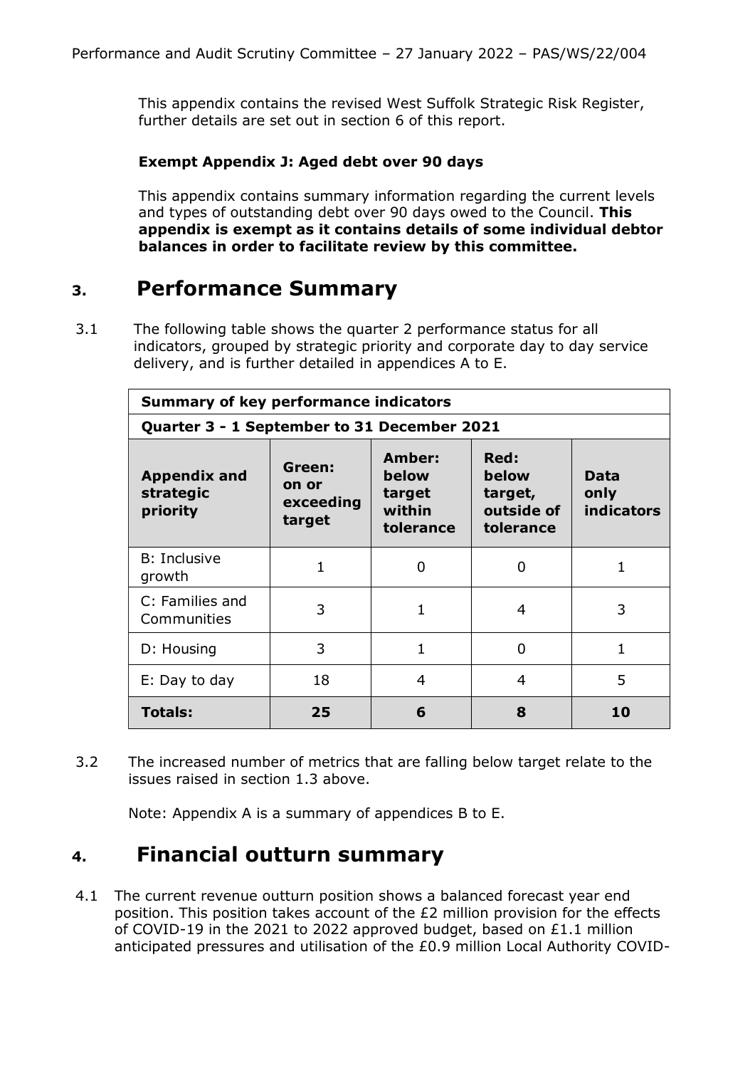This appendix contains the revised West Suffolk Strategic Risk Register, further details are set out in section 6 of this report.

**Exempt Appendix J: Aged debt over 90 days**

This appendix contains summary information regarding the current levels and types of outstanding debt over 90 days owed to the Council. **This appendix is exempt as it contains details of some individual debtor balances in order to facilitate review by this committee.**

## 3. Performance Summary

3.1 The following table shows the quarter 2 performance status for all indicators, grouped by strategic priority and corporate day to day service delivery, and is further detailed in appendices A to E.

| **Summary of key performance indicators** | | | | |
|---|---|---|---|---|
| **Quarter 3 - 1 September to 31 December 2021** | | | | |
| **Appendix and strategic priority** | **Green: on or exceeding target** | **Amber: below target within tolerance** | **Red: below target, outside of tolerance** | **Data only indicators** |
| B: Inclusive growth | 1 | 0 | 0 | 1 |
| C: Families and Communities | 3 | 1 | 4 | 3 |
| D: Housing | 3 | 1 | 0 | 1 |
| E: Day to day | 18 | 4 | 4 | 5 |
| **Totals:** | **25** | **6** | **8** | **10** |

3.2 The increased number of metrics that are falling below target relate to the issues raised in section 1.3 above.

Note: Appendix A is a summary of appendices B to E.

## 4. Financial outturn summary

4.1 The current revenue outturn position shows a balanced forecast year end position. This position takes account of the £2 million provision for the effects of COVID-19 in the 2021 to 2022 approved budget, based on £1.1 million anticipated pressures and utilisation of the £0.9 million Local Authority COVID-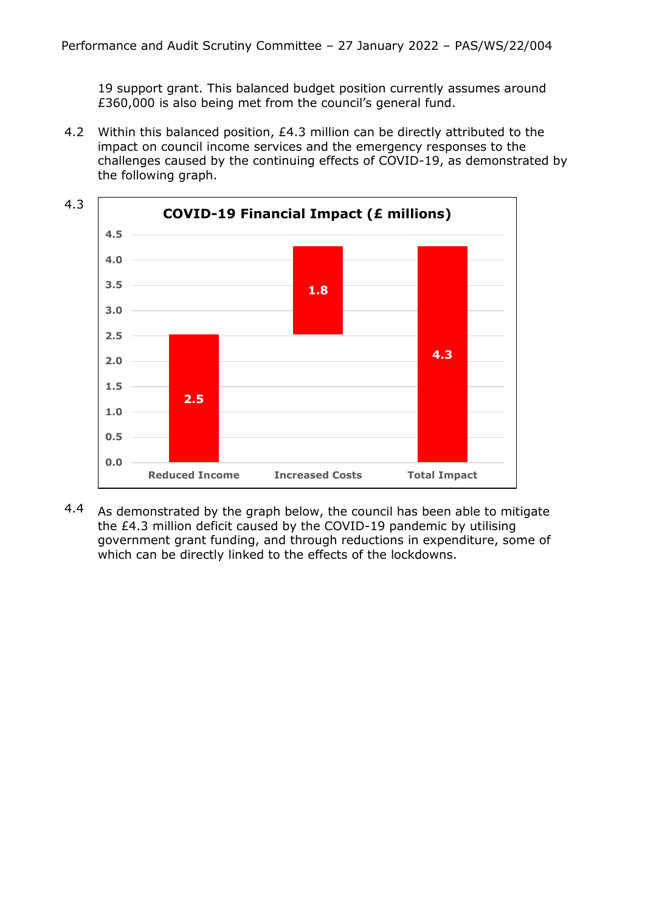19 support grant. This balanced budget position currently assumes around £360,000 is also being met from the council's general fund.

4.2 Within this balanced position, £4.3 million can be directly attributed to the impact on council income services and the emergency responses to the challenges caused by the continuing effects of COVID-19, as demonstrated by the following graph.

4.3

**COVID-19 Financial Impact (£ millions)**

| Reduced Income | Increased Costs | Total Impact |
|---|---|---|
| 2.5 | 1.8 | 4.3 |

4.4 As demonstrated by the graph below, the council has been able to mitigate the £4.3 million deficit caused by the COVID-19 pandemic by utilising government grant funding, and through reductions in expenditure, some of which can be directly linked to the effects of the lockdowns.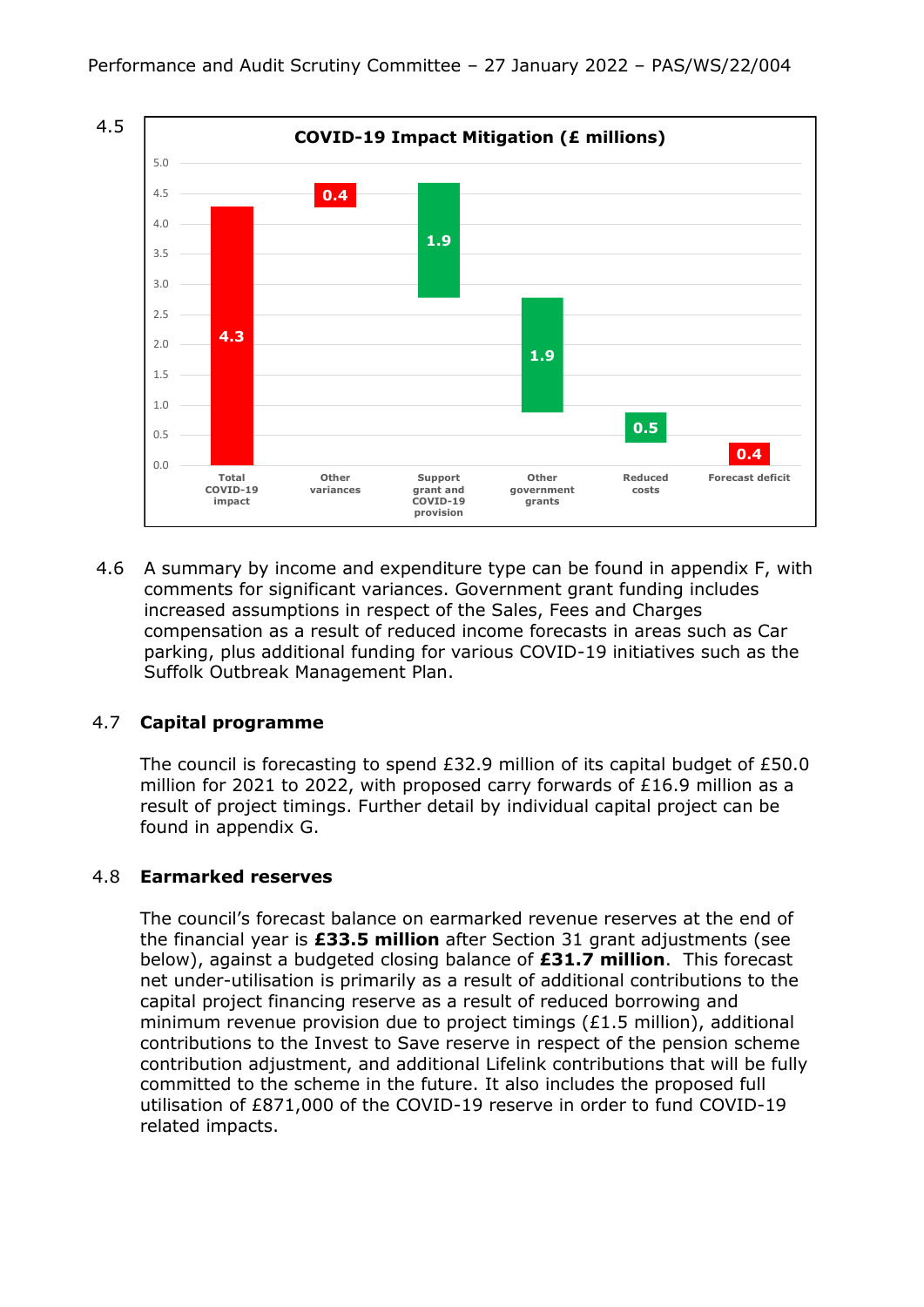4.5

**COVID-19 Impact Mitigation (£ millions)**

| Item | £ millions |
| --- | --- |
| Total COVID-19 impact | 4.3 |
| Other variances | 0.4 |
| Support grant and COVID-19 provision | 1.9 |
| Other government grants | 1.9 |
| Reduced costs | 0.5 |
| Forecast deficit | 0.4 |

4.6 A summary by income and expenditure type can be found in appendix F, with comments for significant variances. Government grant funding includes increased assumptions in respect of the Sales, Fees and Charges compensation as a result of reduced income forecasts in areas such as Car parking, plus additional funding for various COVID-19 initiatives such as the Suffolk Outbreak Management Plan.

4.7 **Capital programme**

The council is forecasting to spend £32.9 million of its capital budget of £50.0 million for 2021 to 2022, with proposed carry forwards of £16.9 million as a result of project timings. Further detail by individual capital project can be found in appendix G.

4.8 **Earmarked reserves**

The council's forecast balance on earmarked revenue reserves at the end of the financial year is **£33.5 million** after Section 31 grant adjustments (see below), against a budgeted closing balance of **£31.7 million**. This forecast net under-utilisation is primarily as a result of additional contributions to the capital project financing reserve as a result of reduced borrowing and minimum revenue provision due to project timings (£1.5 million), additional contributions to the Invest to Save reserve in respect of the pension scheme contribution adjustment, and additional Lifelink contributions that will be fully committed to the scheme in the future. It also includes the proposed full utilisation of £871,000 of the COVID-19 reserve in order to fund COVID-19 related impacts.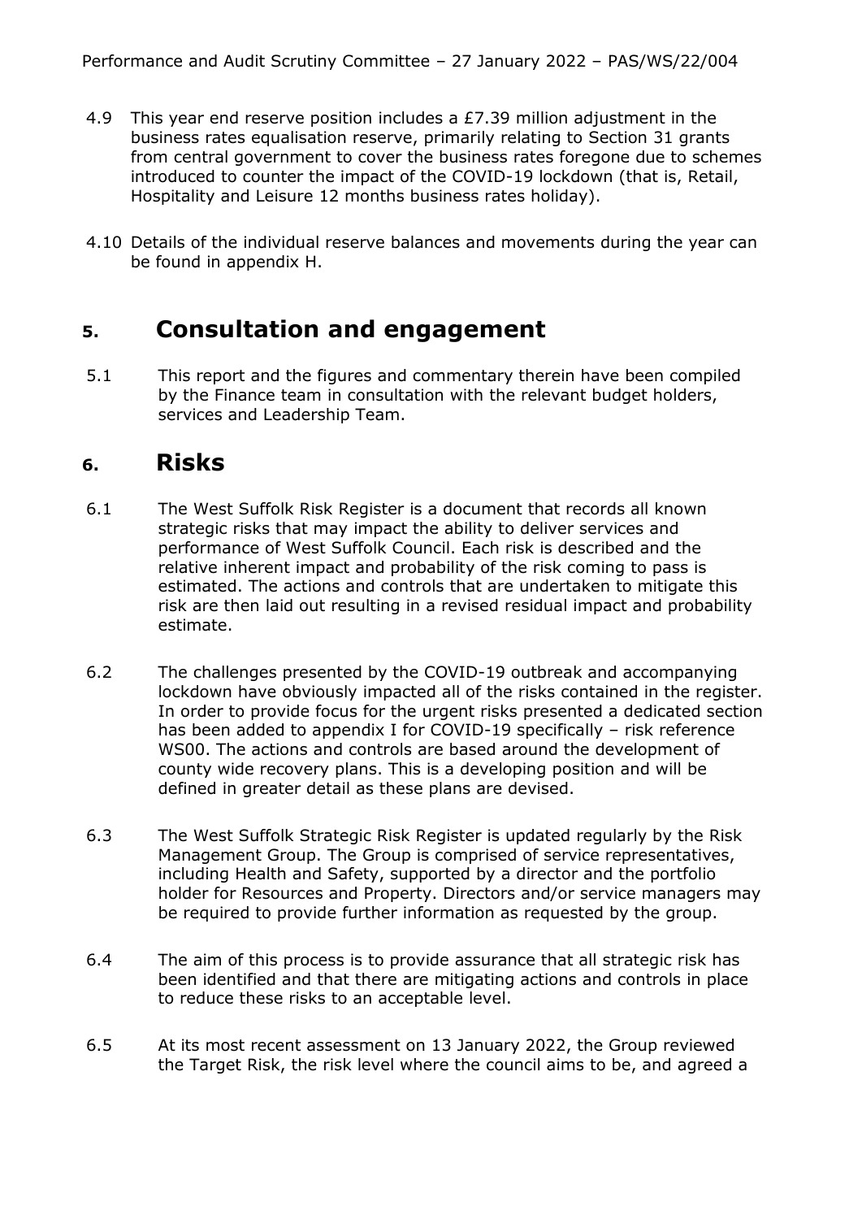4.9 This year end reserve position includes a £7.39 million adjustment in the business rates equalisation reserve, primarily relating to Section 31 grants from central government to cover the business rates foregone due to schemes introduced to counter the impact of the COVID-19 lockdown (that is, Retail, Hospitality and Leisure 12 months business rates holiday).

4.10 Details of the individual reserve balances and movements during the year can be found in appendix H.

## 5. Consultation and engagement

5.1 This report and the figures and commentary therein have been compiled by the Finance team in consultation with the relevant budget holders, services and Leadership Team.

## 6. Risks

6.1 The West Suffolk Risk Register is a document that records all known strategic risks that may impact the ability to deliver services and performance of West Suffolk Council. Each risk is described and the relative inherent impact and probability of the risk coming to pass is estimated. The actions and controls that are undertaken to mitigate this risk are then laid out resulting in a revised residual impact and probability estimate.

6.2 The challenges presented by the COVID-19 outbreak and accompanying lockdown have obviously impacted all of the risks contained in the register. In order to provide focus for the urgent risks presented a dedicated section has been added to appendix I for COVID-19 specifically – risk reference WS00. The actions and controls are based around the development of county wide recovery plans. This is a developing position and will be defined in greater detail as these plans are devised.

6.3 The West Suffolk Strategic Risk Register is updated regularly by the Risk Management Group. The Group is comprised of service representatives, including Health and Safety, supported by a director and the portfolio holder for Resources and Property. Directors and/or service managers may be required to provide further information as requested by the group.

6.4 The aim of this process is to provide assurance that all strategic risk has been identified and that there are mitigating actions and controls in place to reduce these risks to an acceptable level.

6.5 At its most recent assessment on 13 January 2022, the Group reviewed the Target Risk, the risk level where the council aims to be, and agreed a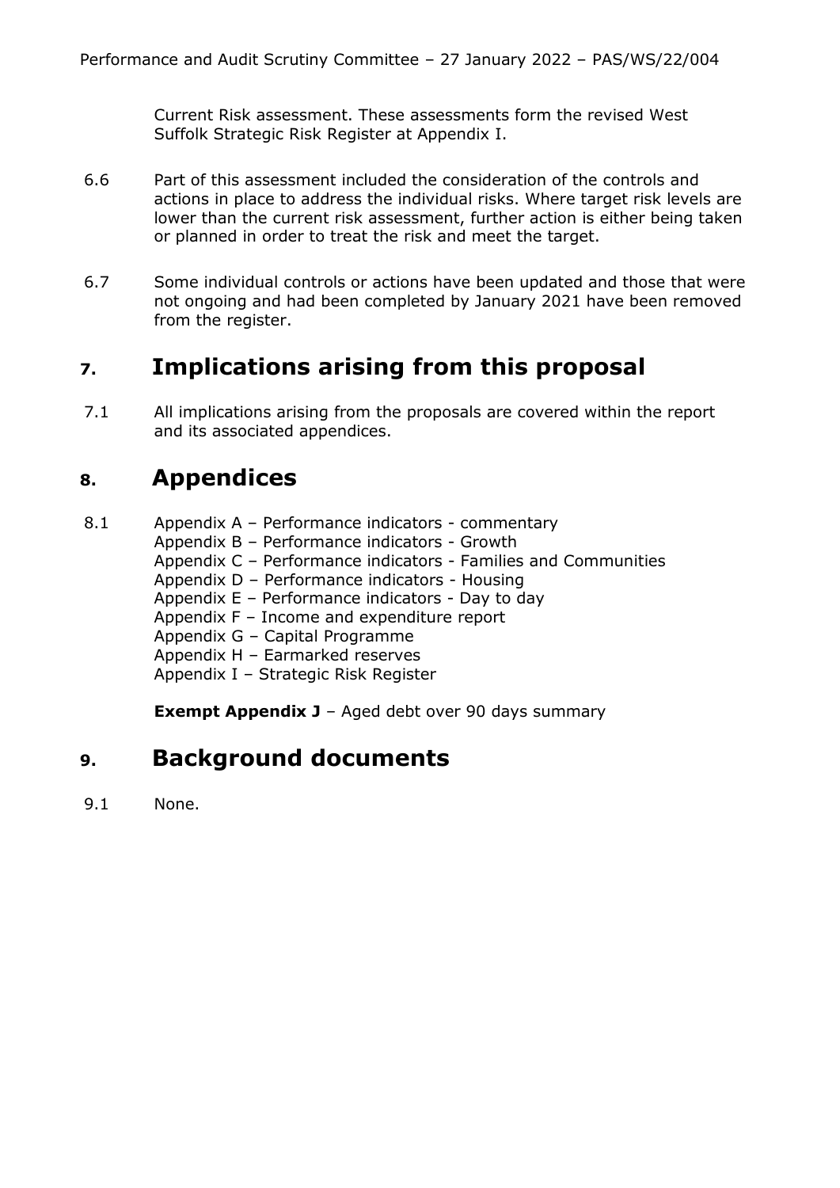Current Risk assessment. These assessments form the revised West Suffolk Strategic Risk Register at Appendix I.

6.6 Part of this assessment included the consideration of the controls and actions in place to address the individual risks. Where target risk levels are lower than the current risk assessment, further action is either being taken or planned in order to treat the risk and meet the target.

6.7 Some individual controls or actions have been updated and those that were not ongoing and had been completed by January 2021 have been removed from the register.

## 7. Implications arising from this proposal

7.1 All implications arising from the proposals are covered within the report and its associated appendices.

## 8. Appendices

8.1 Appendix A – Performance indicators - commentary
Appendix B – Performance indicators - Growth
Appendix C – Performance indicators - Families and Communities
Appendix D – Performance indicators - Housing
Appendix E – Performance indicators - Day to day
Appendix F – Income and expenditure report
Appendix G – Capital Programme
Appendix H – Earmarked reserves
Appendix I – Strategic Risk Register

**Exempt Appendix J** – Aged debt over 90 days summary

## 9. Background documents

9.1 None.